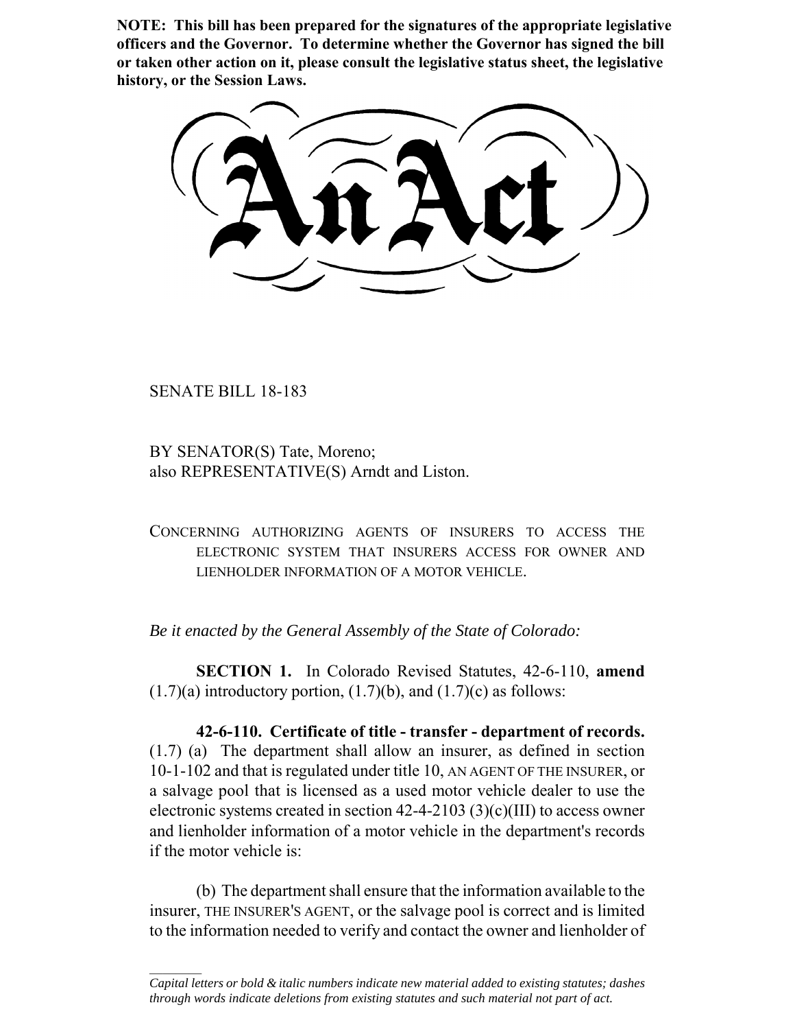**NOTE: This bill has been prepared for the signatures of the appropriate legislative officers and the Governor. To determine whether the Governor has signed the bill or taken other action on it, please consult the legislative status sheet, the legislative history, or the Session Laws.**

# An Act

SENATE BILL 18-183

BY SENATOR(S) Tate, Moreno;
also REPRESENTATIVE(S) Arndt and Liston.

CONCERNING AUTHORIZING AGENTS OF INSURERS TO ACCESS THE ELECTRONIC SYSTEM THAT INSURERS ACCESS FOR OWNER AND LIENHOLDER INFORMATION OF A MOTOR VEHICLE.

*Be it enacted by the General Assembly of the State of Colorado:*

**SECTION 1.** In Colorado Revised Statutes, 42-6-110, **amend** (1.7)(a) introductory portion, (1.7)(b), and (1.7)(c) as follows:

**42-6-110. Certificate of title - transfer - department of records.** (1.7) (a) The department shall allow an insurer, as defined in section 10-1-102 and that is regulated under title 10, AN AGENT OF THE INSURER, or a salvage pool that is licensed as a used motor vehicle dealer to use the electronic systems created in section 42-4-2103 (3)(c)(III) to access owner and lienholder information of a motor vehicle in the department's records if the motor vehicle is:

(b) The department shall ensure that the information available to the insurer, THE INSURER'S AGENT, or the salvage pool is correct and is limited to the information needed to verify and contact the owner and lienholder of

*Capital letters or bold & italic numbers indicate new material added to existing statutes; dashes through words indicate deletions from existing statutes and such material not part of act.*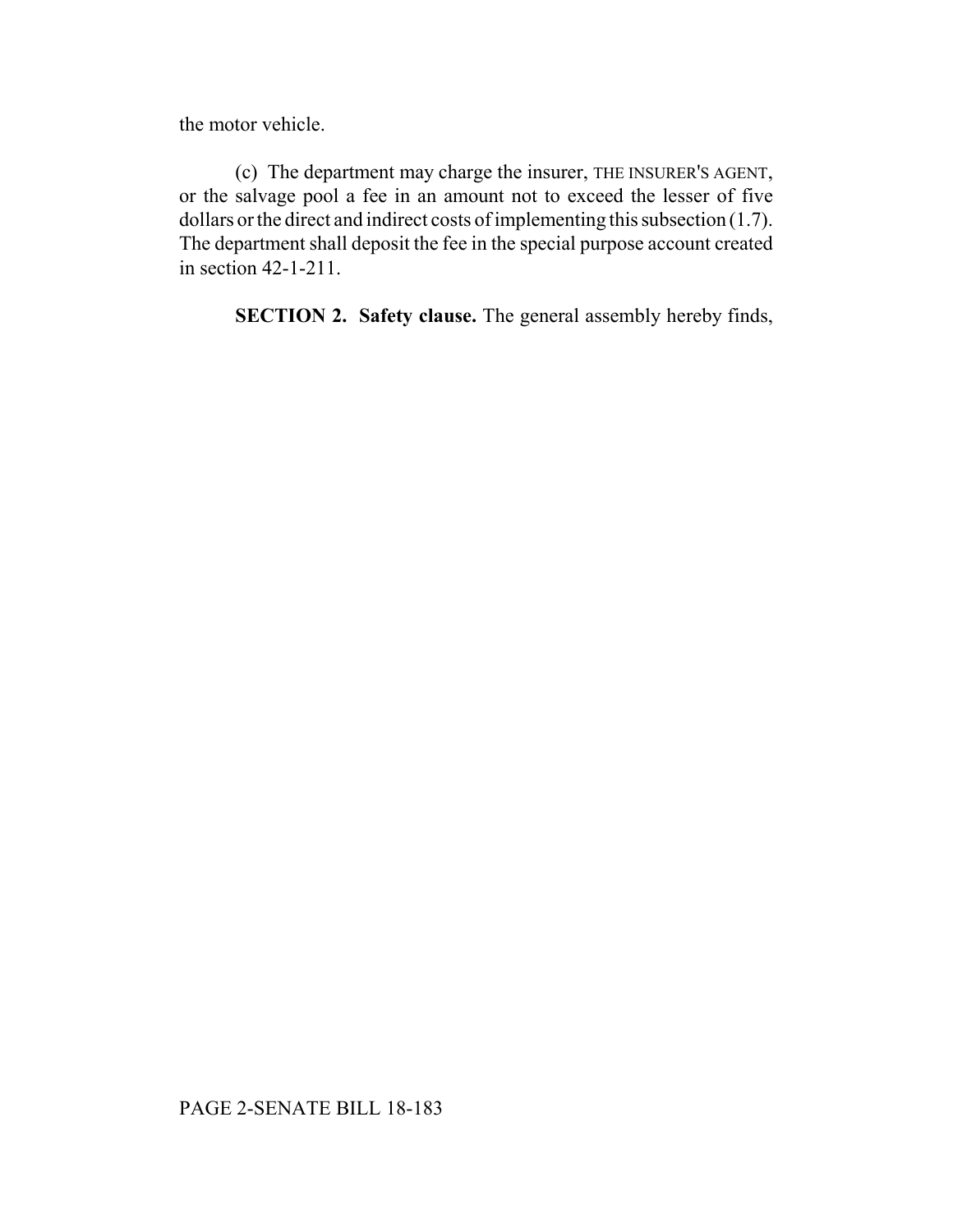the motor vehicle.

(c) The department may charge the insurer, THE INSURER'S AGENT, or the salvage pool a fee in an amount not to exceed the lesser of five dollars or the direct and indirect costs of implementing this subsection (1.7). The department shall deposit the fee in the special purpose account created in section 42-1-211.

**SECTION 2. Safety clause.** The general assembly hereby finds,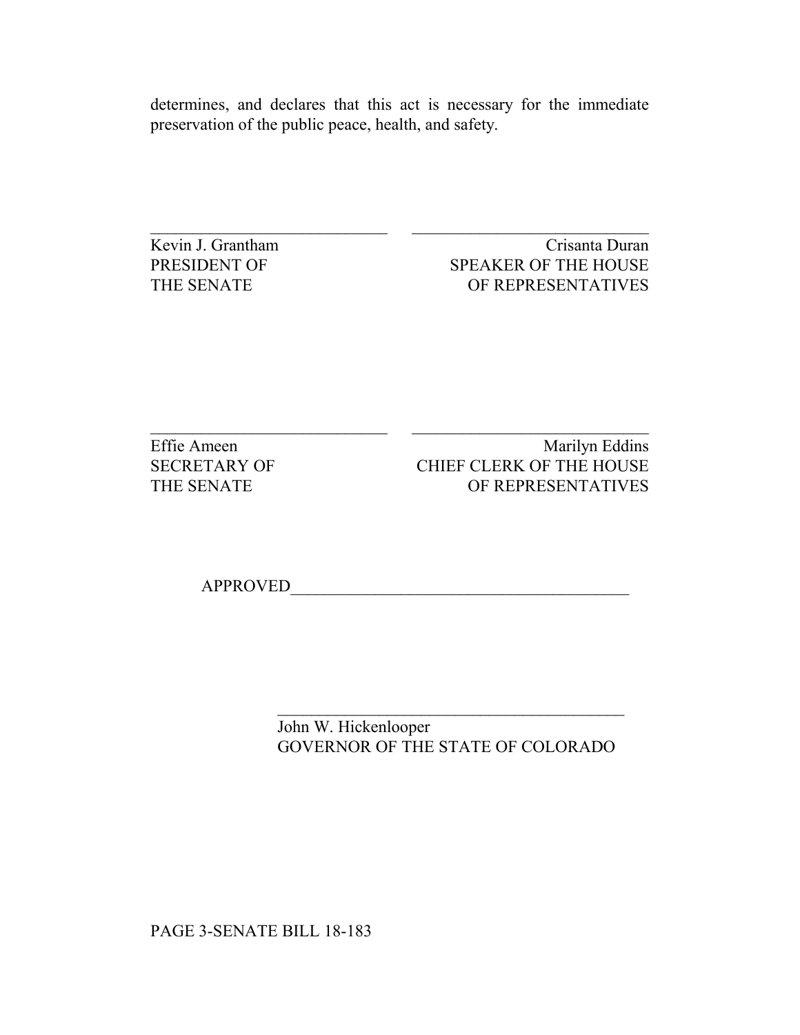determines, and declares that this act is necessary for the immediate preservation of the public peace, health, and safety.

| | |
|---|---|
| ____________________________ | ____________________________ |
| Kevin J. Grantham | Crisanta Duran |
| PRESIDENT OF THE SENATE | SPEAKER OF THE HOUSE OF REPRESENTATIVES |

| | |
|---|---|
| ____________________________ | ____________________________ |
| Effie Ameen | Marilyn Eddins |
| SECRETARY OF THE SENATE | CHIEF CLERK OF THE HOUSE OF REPRESENTATIVES |

APPROVED________________________________________

__________________________________________

John W. Hickenlooper

GOVERNOR OF THE STATE OF COLORADO

PAGE 3-SENATE BILL 18-183